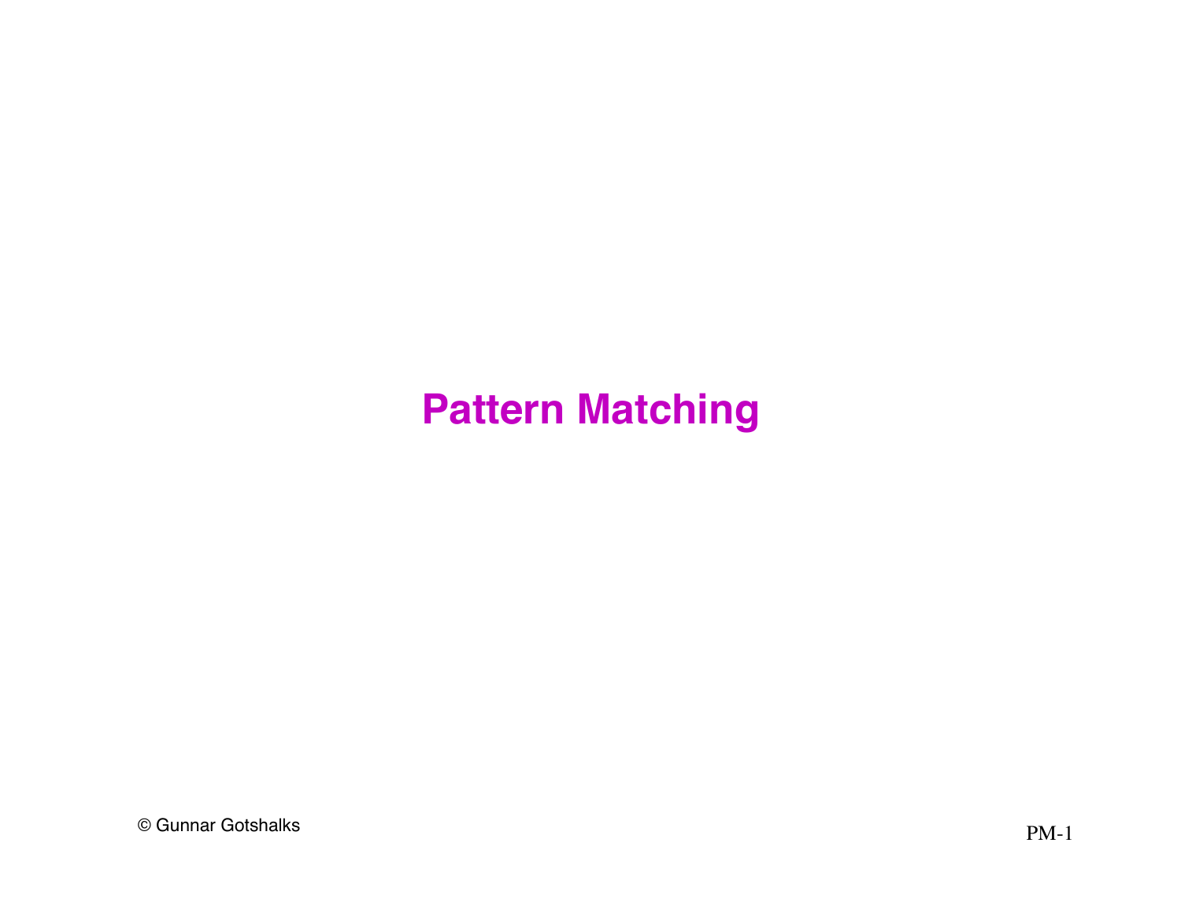# Pattern Matching

© Gunnar Gotshalks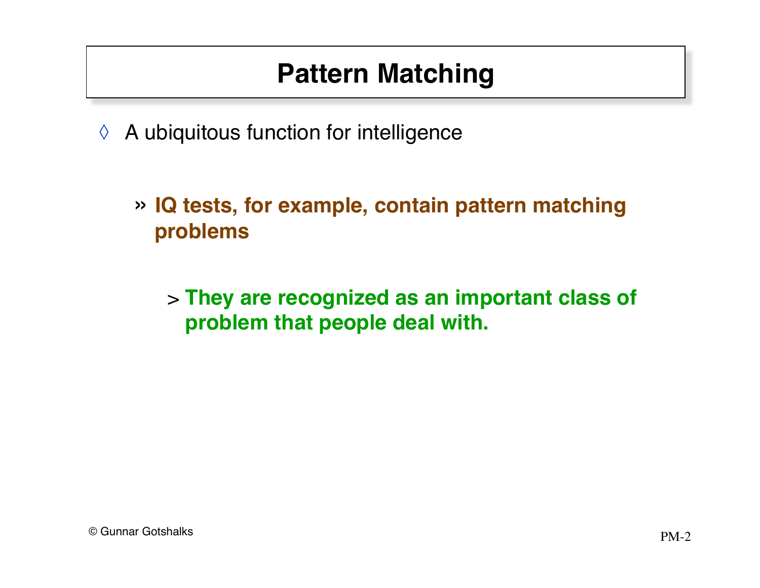# Pattern Matching

- A ubiquitous function for intelligence
  - **IQ tests, for example, contain pattern matching problems**
    - **They are recognized as an important class of problem that people deal with.**

© Gunnar Gotshalks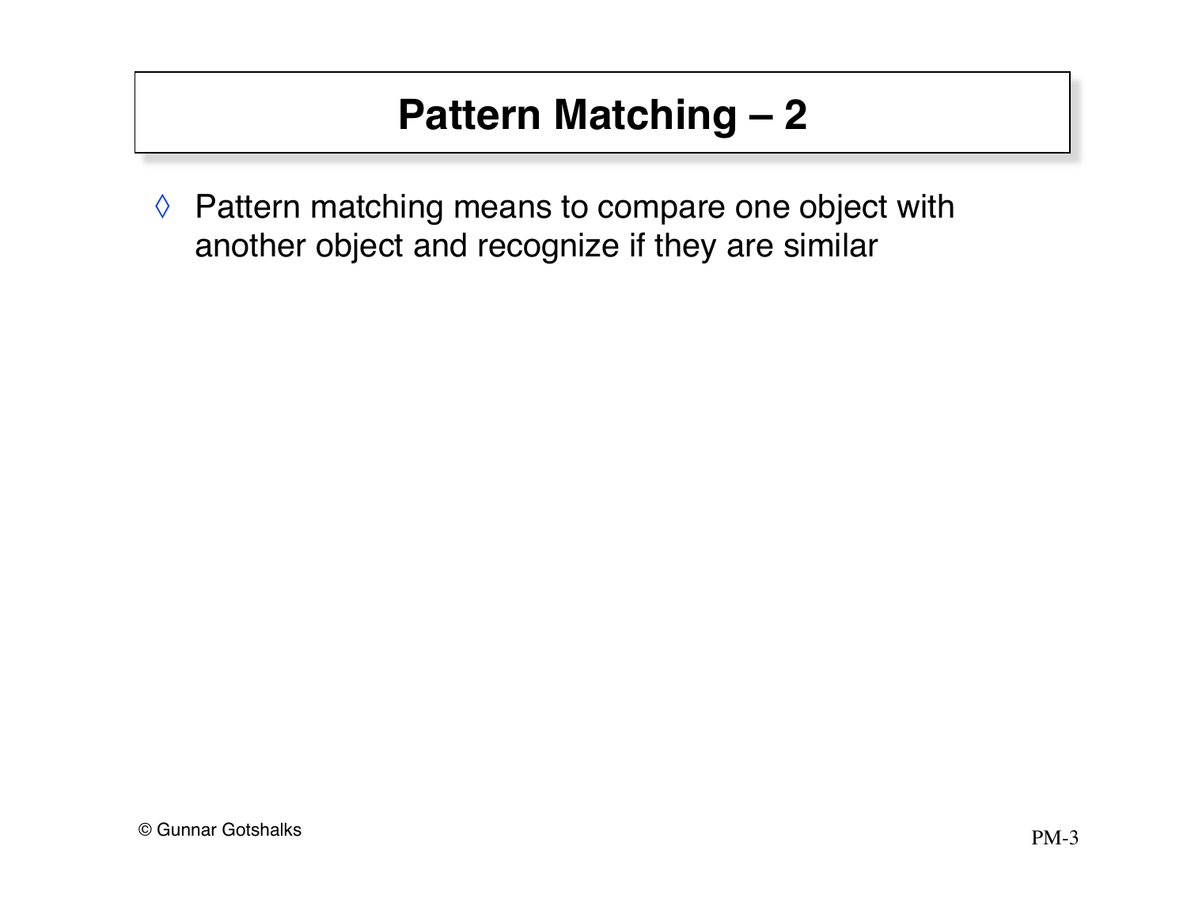# Pattern Matching – 2

◊ Pattern matching means to compare one object with another object and recognize if they are similar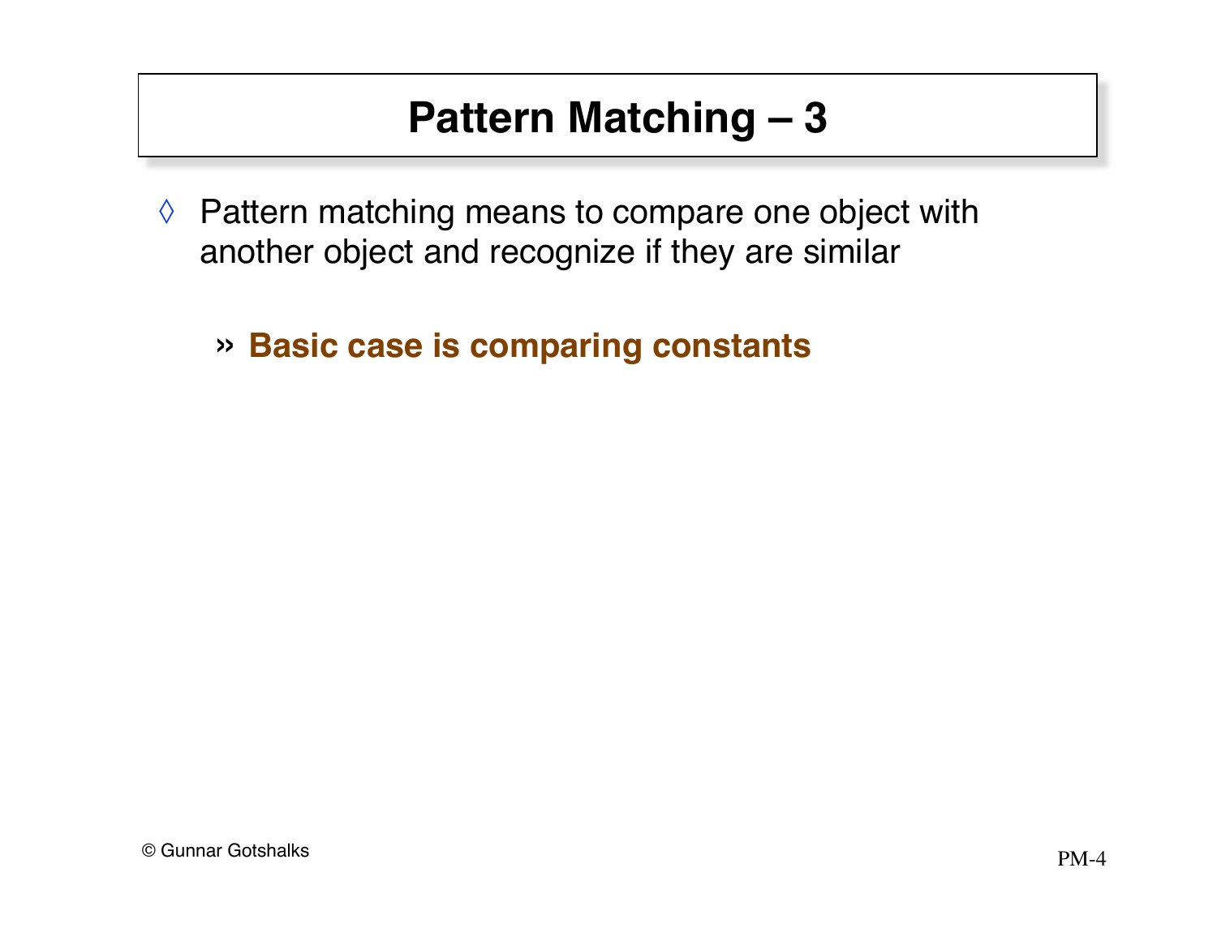# Pattern Matching – 3

- Pattern matching means to compare one object with another object and recognize if they are similar

  - **Basic case is comparing constants**

© Gunnar Gotshalks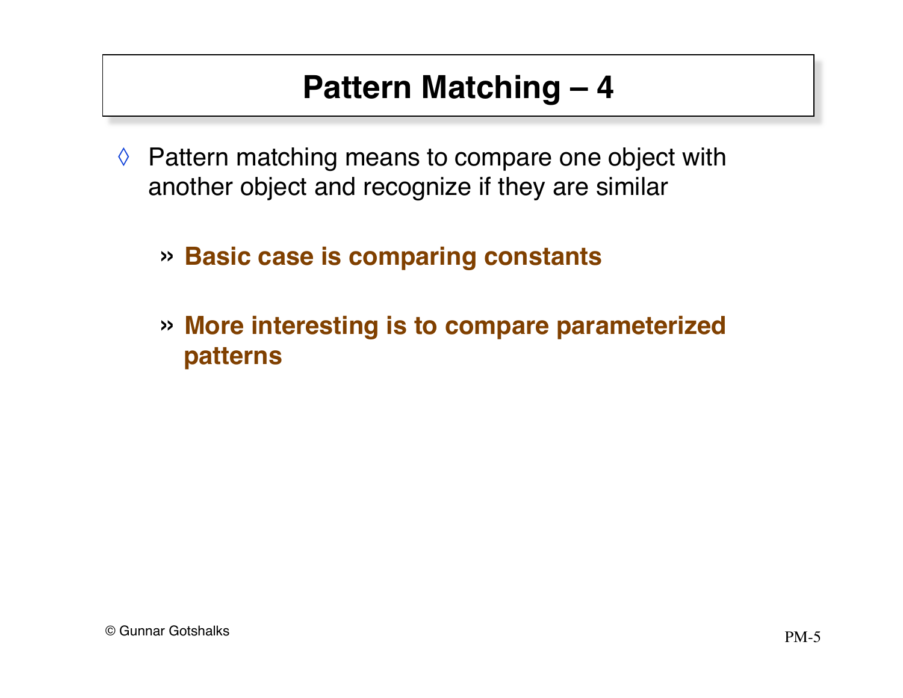# Pattern Matching – 4

- Pattern matching means to compare one object with another object and recognize if they are similar

  - **Basic case is comparing constants**

  - **More interesting is to compare parameterized patterns**

© Gunnar Gotshalks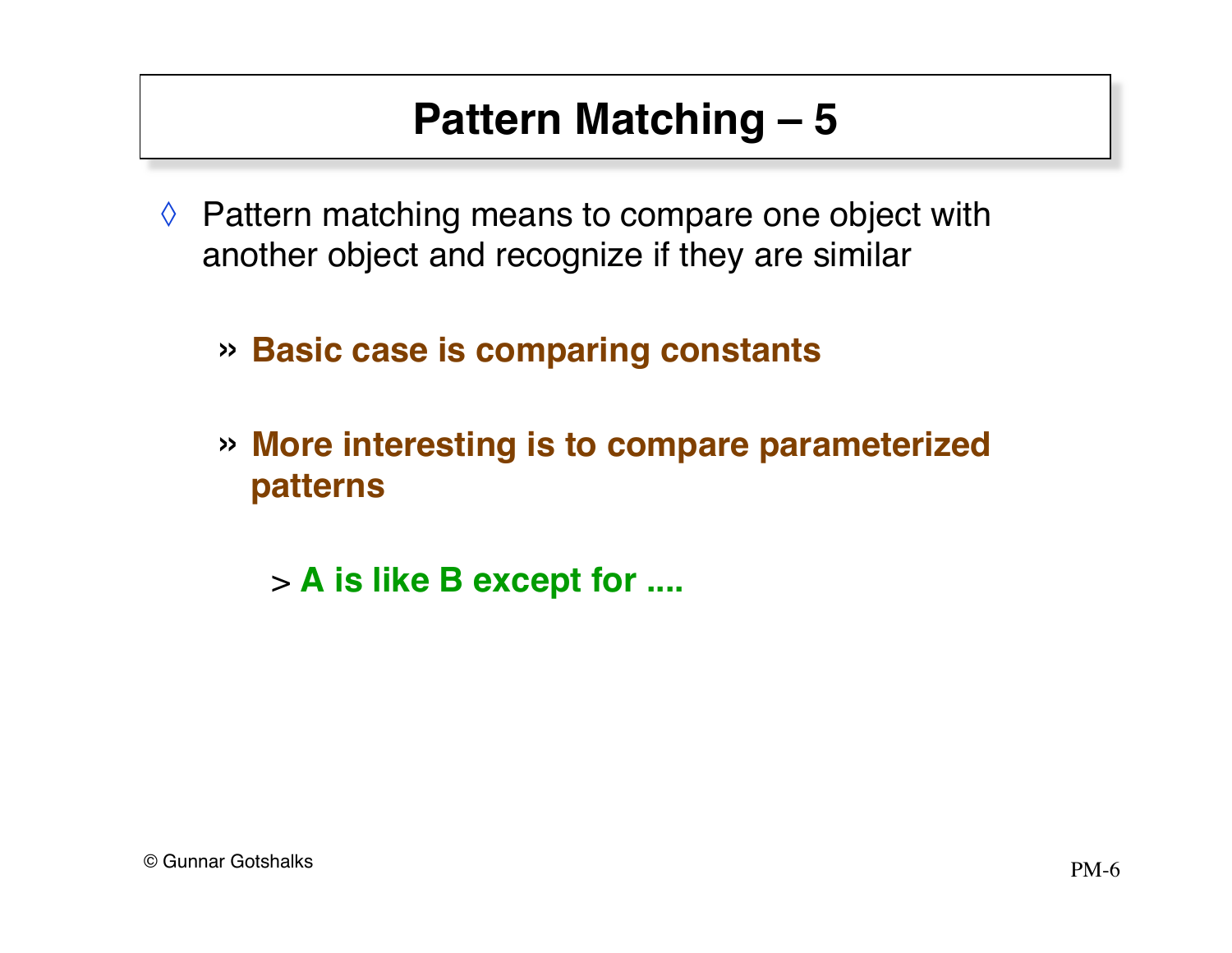# Pattern Matching – 5

- Pattern matching means to compare one object with another object and recognize if they are similar
  - **Basic case is comparing constants**
  - **More interesting is to compare parameterized patterns**
    - **A is like B except for ....**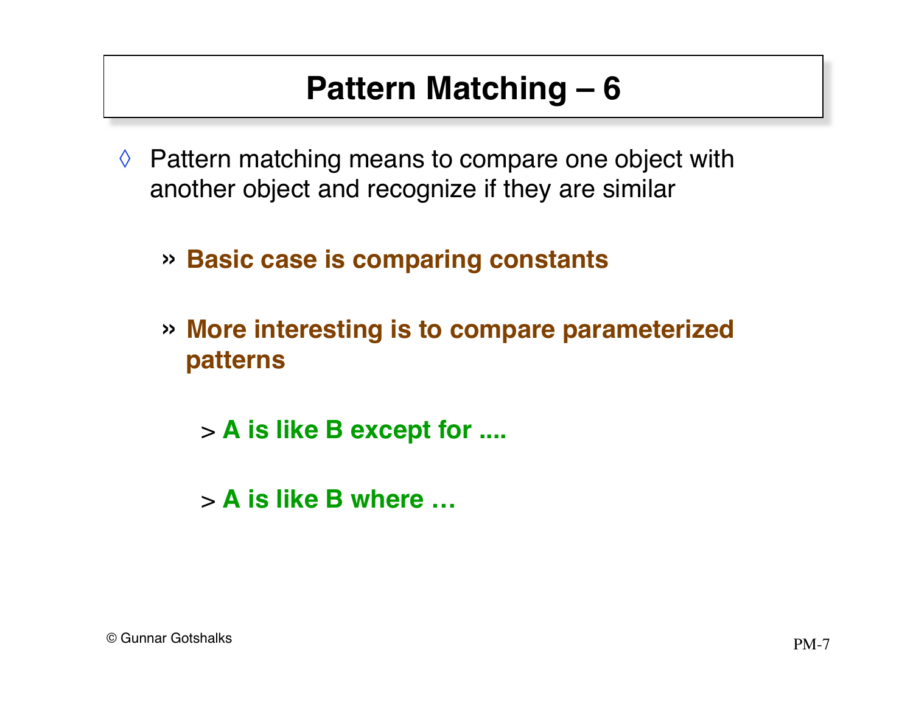# Pattern Matching – 6

- Pattern matching means to compare one object with another object and recognize if they are similar
  - **Basic case is comparing constants**
  - **More interesting is to compare parameterized patterns**
    - **A is like B except for ....**
    - **A is like B where …**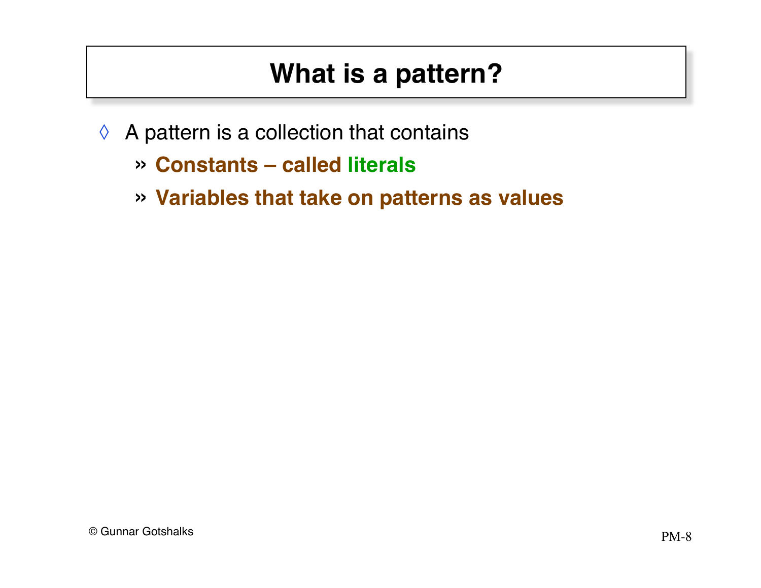# What is a pattern?

- A pattern is a collection that contains
  - **Constants – called literals**
  - **Variables that take on patterns as values**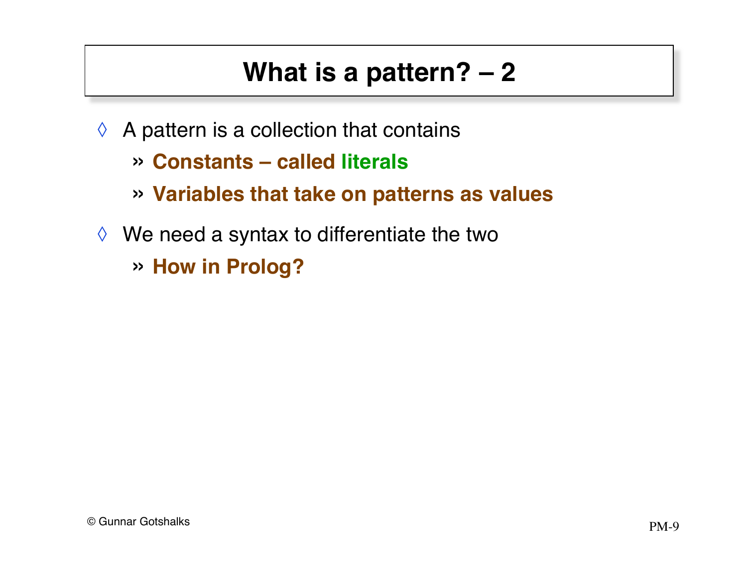# What is a pattern? – 2

- A pattern is a collection that contains
  - **Constants – called literals**
  - **Variables that take on patterns as values**
- We need a syntax to differentiate the two
  - **How in Prolog?**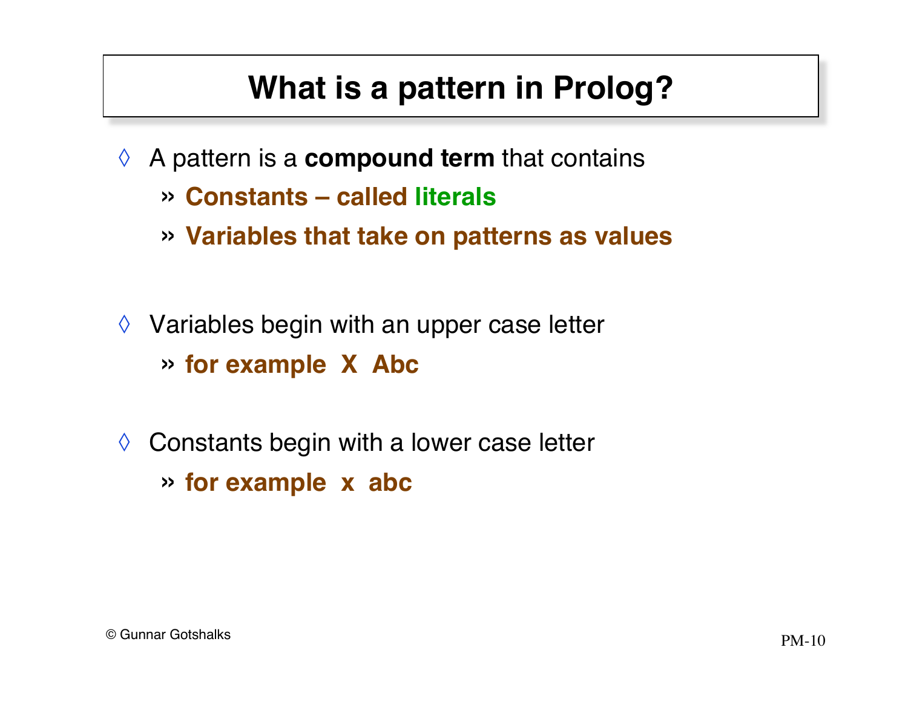# What is a pattern in Prolog?

- A pattern is a **compound term** that contains
  - **Constants – called literals**
  - **Variables that take on patterns as values**

- Variables begin with an upper case letter
  - **for example X Abc**

- Constants begin with a lower case letter
  - **for example x abc**

© Gunnar Gotshalks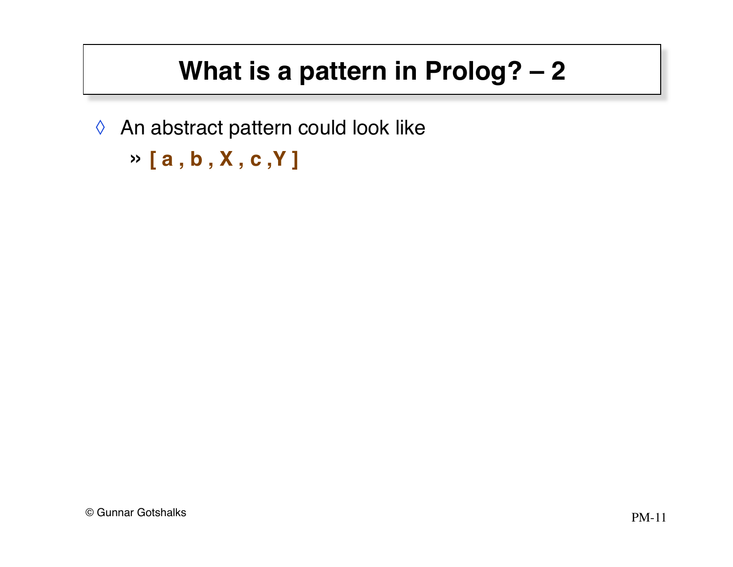# What is a pattern in Prolog? – 2

- An abstract pattern could look like
  - » `[ a , b , X , c ,Y ]`

© Gunnar Gotshalks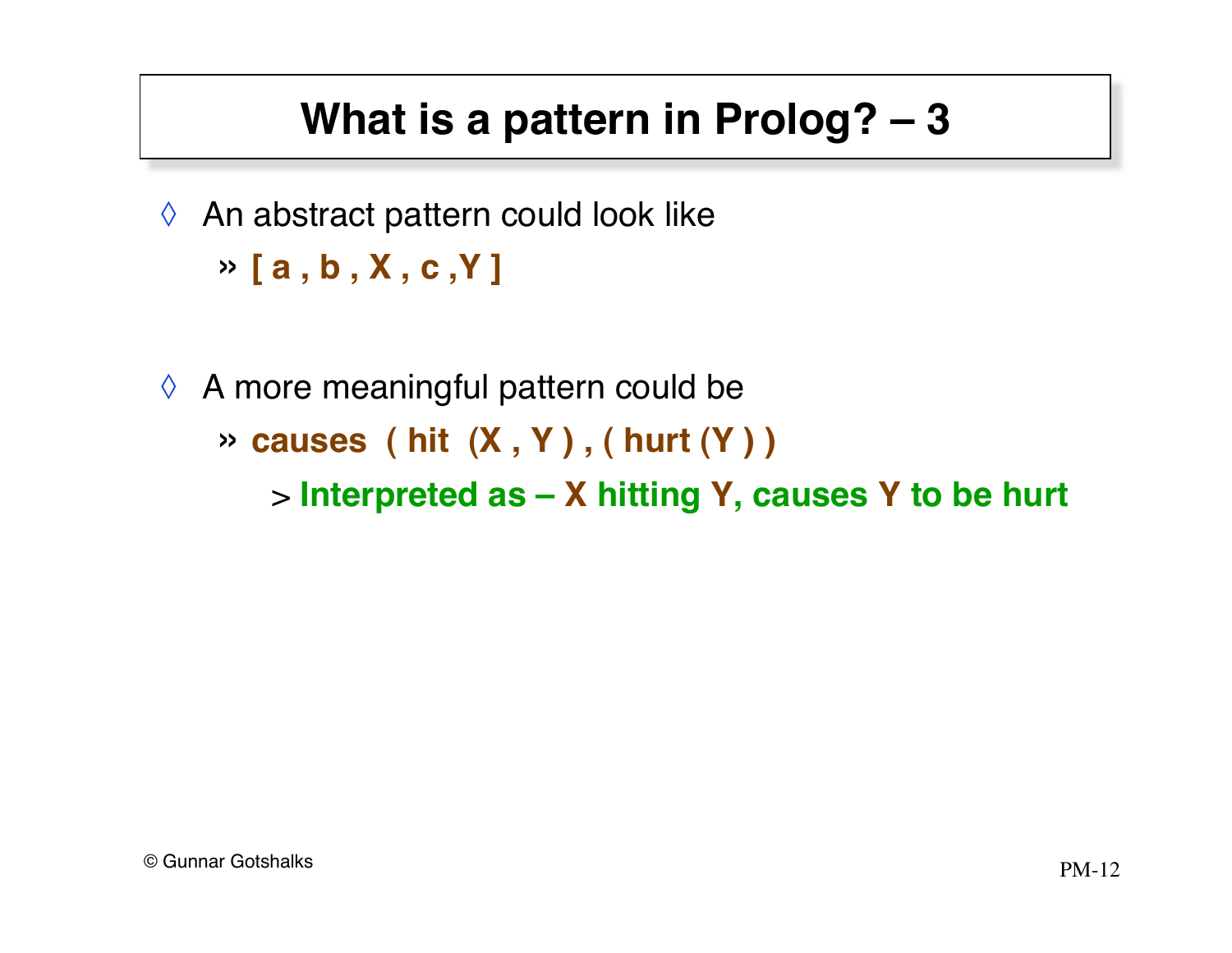# What is a pattern in Prolog? – 3

- An abstract pattern could look like
  - [ a , b , X , c ,Y ]

- A more meaningful pattern could be
  - causes ( hit (X , Y ) , ( hurt (Y ) )
    - Interpreted as – X hitting Y, causes Y to be hurt

© Gunnar Gotshalks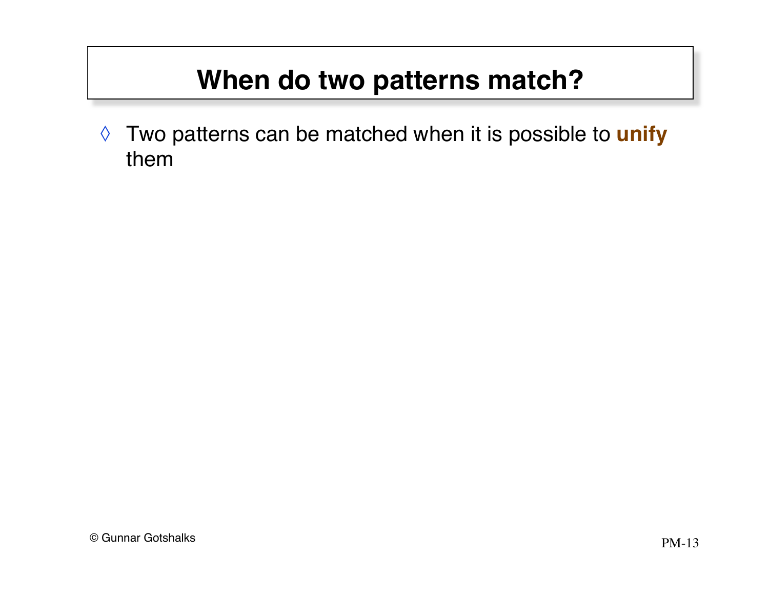# When do two patterns match?

- Two patterns can be matched when it is possible to **unify** them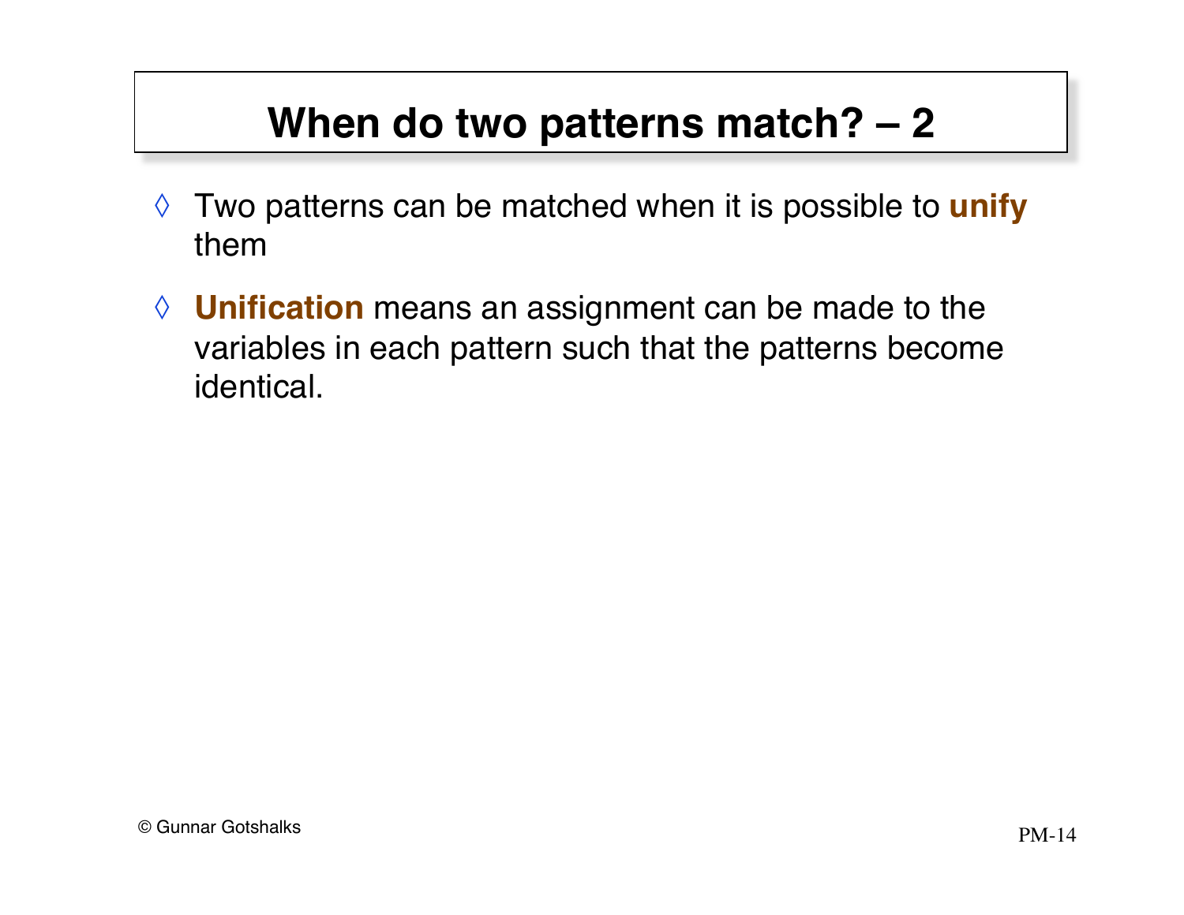# When do two patterns match? – 2

- Two patterns can be matched when it is possible to **unify** them
- **Unification** means an assignment can be made to the variables in each pattern such that the patterns become identical.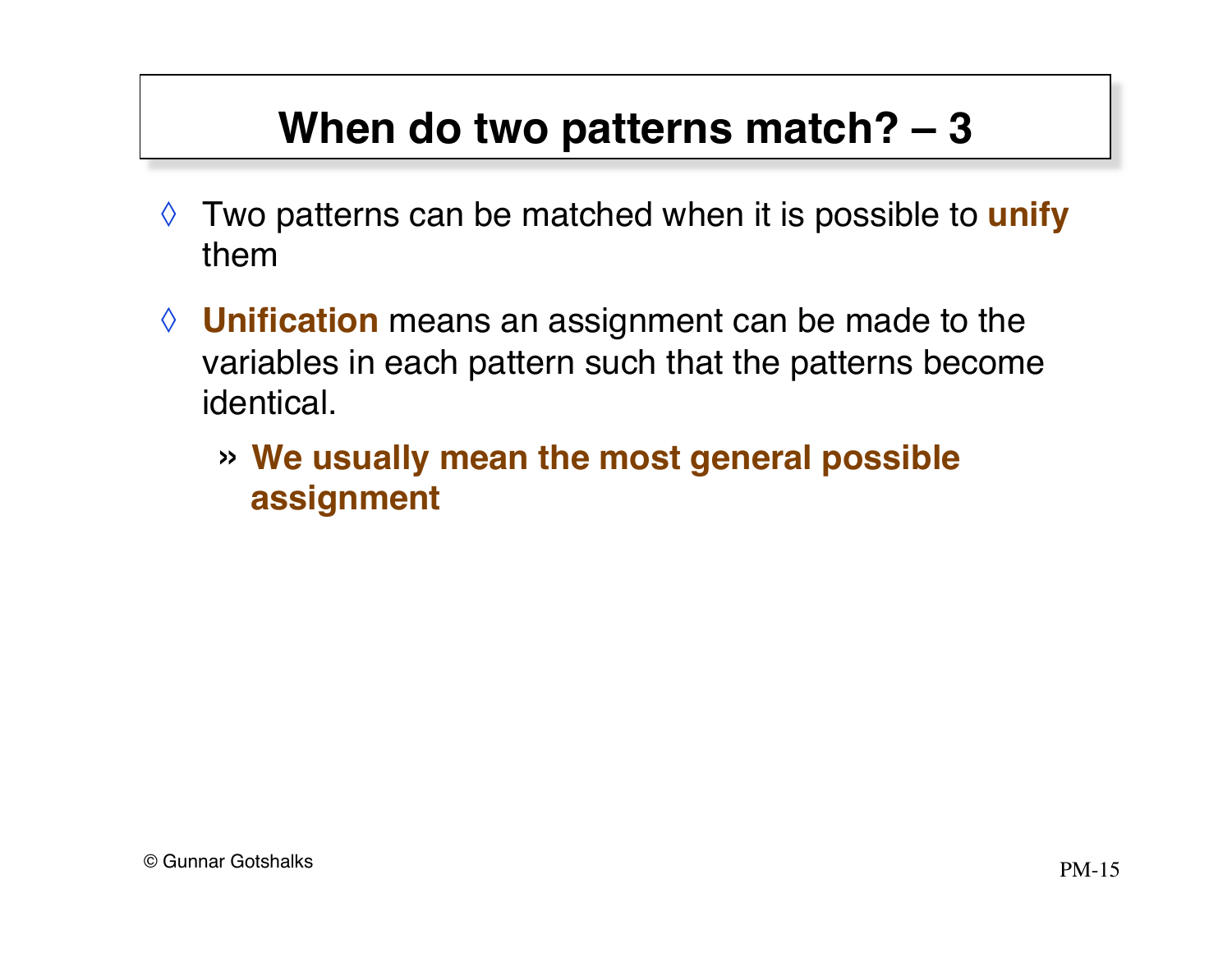# When do two patterns match? – 3

- Two patterns can be matched when it is possible to **unify** them
- **Unification** means an assignment can be made to the variables in each pattern such that the patterns become identical.
  - **We usually mean the most general possible assignment**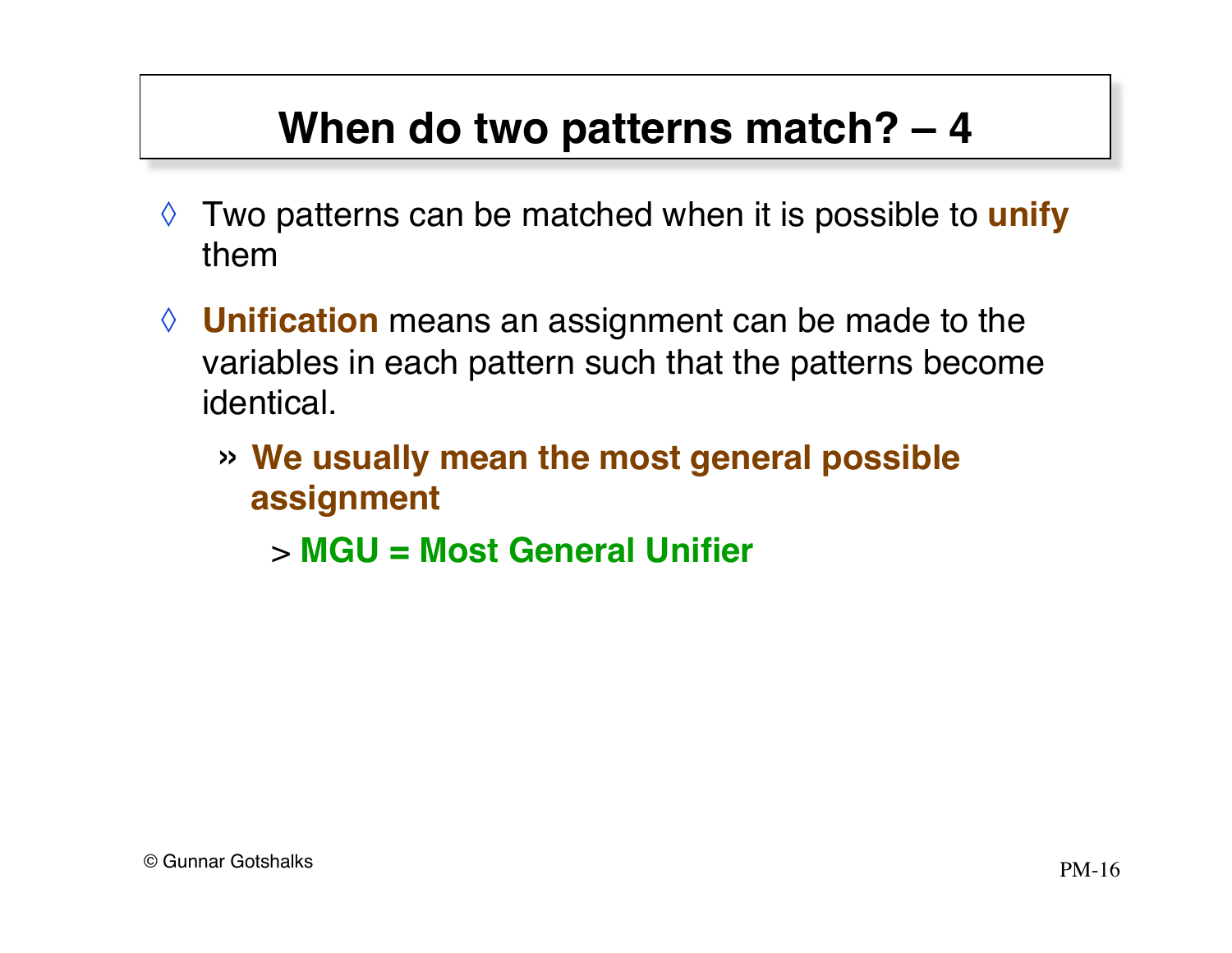# When do two patterns match? – 4

- Two patterns can be matched when it is possible to **unify** them
- **Unification** means an assignment can be made to the variables in each pattern such that the patterns become identical.
  - **We usually mean the most general possible assignment**
    - **MGU = Most General Unifier**

© Gunnar Gotshalks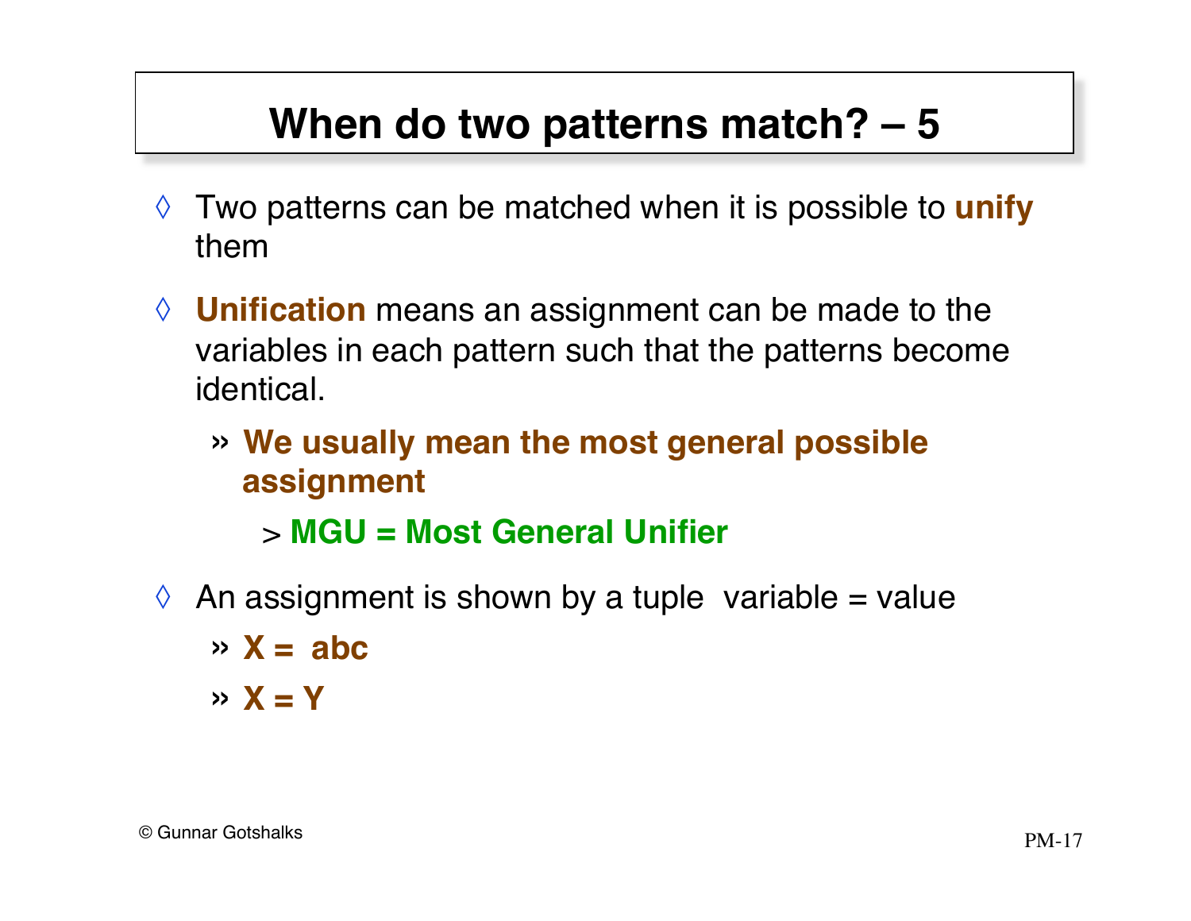# When do two patterns match? – 5

- Two patterns can be matched when it is possible to **unify** them
- **Unification** means an assignment can be made to the variables in each pattern such that the patterns become identical.
  - **We usually mean the most general possible assignment**
    - **MGU = Most General Unifier**
- An assignment is shown by a tuple variable = value
  - **X = abc**
  - **X = Y**

© Gunnar Gotshalks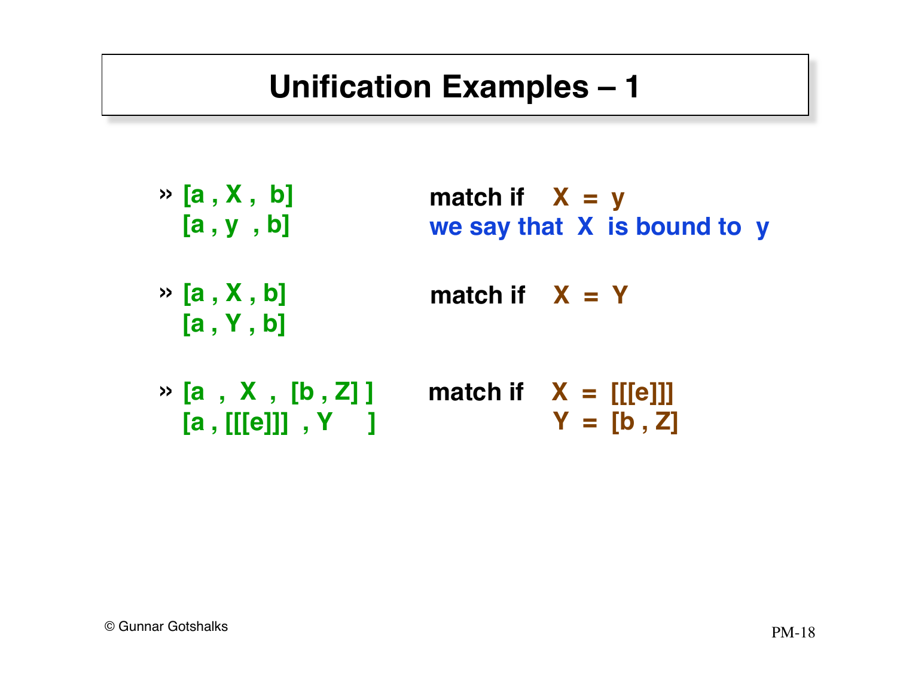# Unification Examples – 1

» [a , X , b]
  [a , y , b]

match if X = y
we say that X is bound to y

» [a , X , b]
  [a , Y , b]

match if X = Y

» [a , X , [b , Z] ]
  [a , [[[e]]] , Y ]

match if X = [[[e]]]
Y = [b , Z]

© Gunnar Gotshalks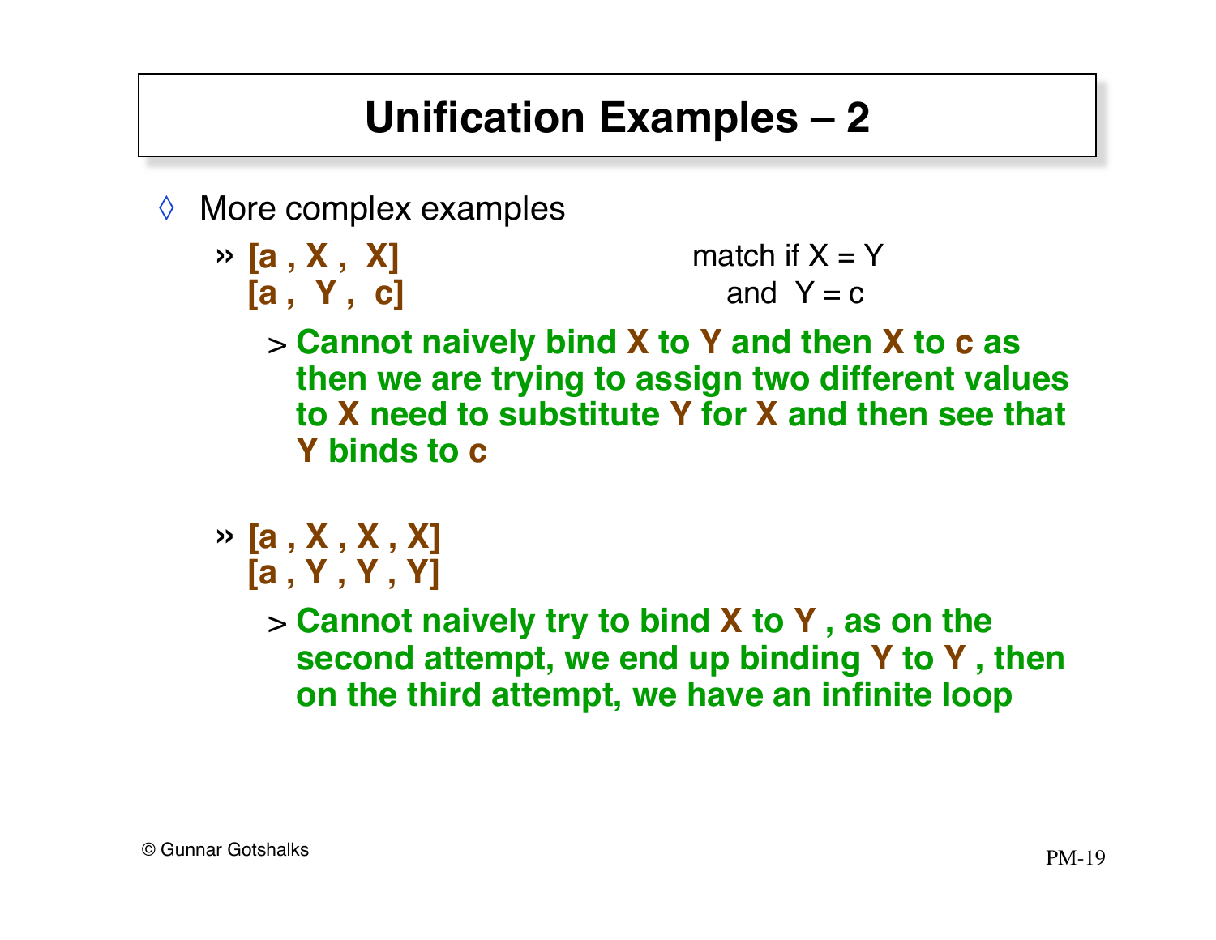# Unification Examples – 2

- More complex examples
  - **[a , X , X]**
    **[a , Y , c]**
    
    match if X = Y
    and Y = c
    
    - **Cannot naively bind X to Y and then X to c as then we are trying to assign two different values to X need to substitute Y for X and then see that Y binds to c**
  - **[a , X , X , X]**
    **[a , Y , Y , Y]**
    - **Cannot naively try to bind X to Y , as on the second attempt, we end up binding Y to Y , then on the third attempt, we have an infinite loop**

© Gunnar Gotshalks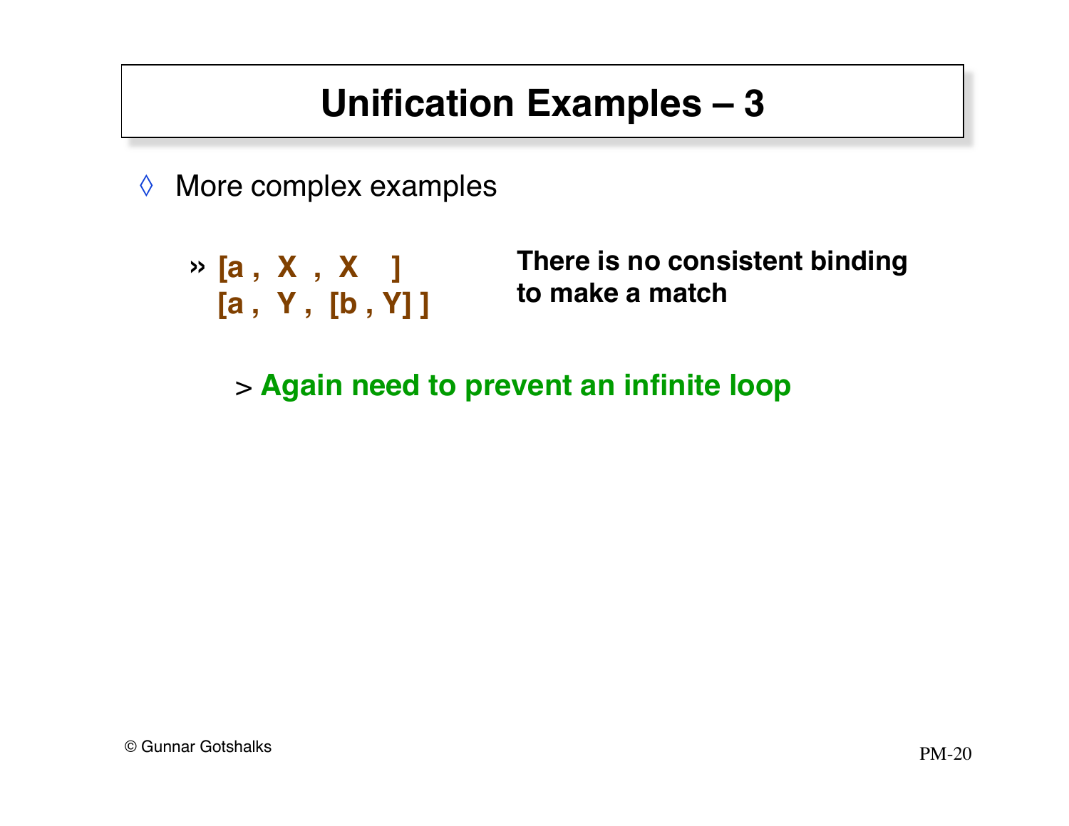# Unification Examples – 3

- More complex examples

  - **[a , X , X ]**
    **[a , Y , [b , Y] ]**

    **There is no consistent binding to make a match**

    - **Again need to prevent an infinite loop**

© Gunnar Gotshalks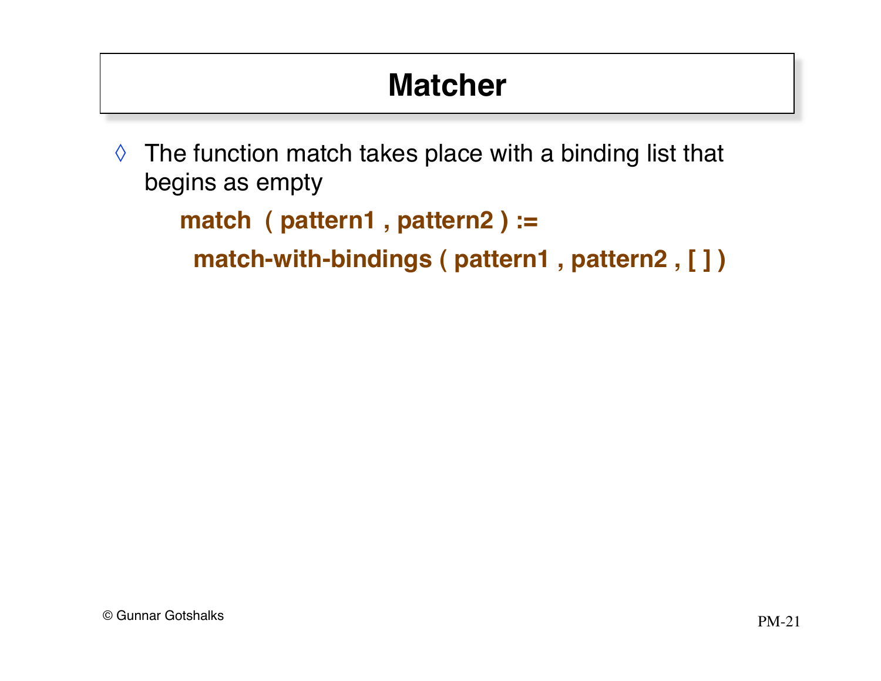# Matcher

- The function match takes place with a binding list that begins as empty

```
match  ( pattern1 , pattern2 ) :=
  match-with-bindings ( pattern1 , pattern2 , [ ] )
```

© Gunnar Gotshalks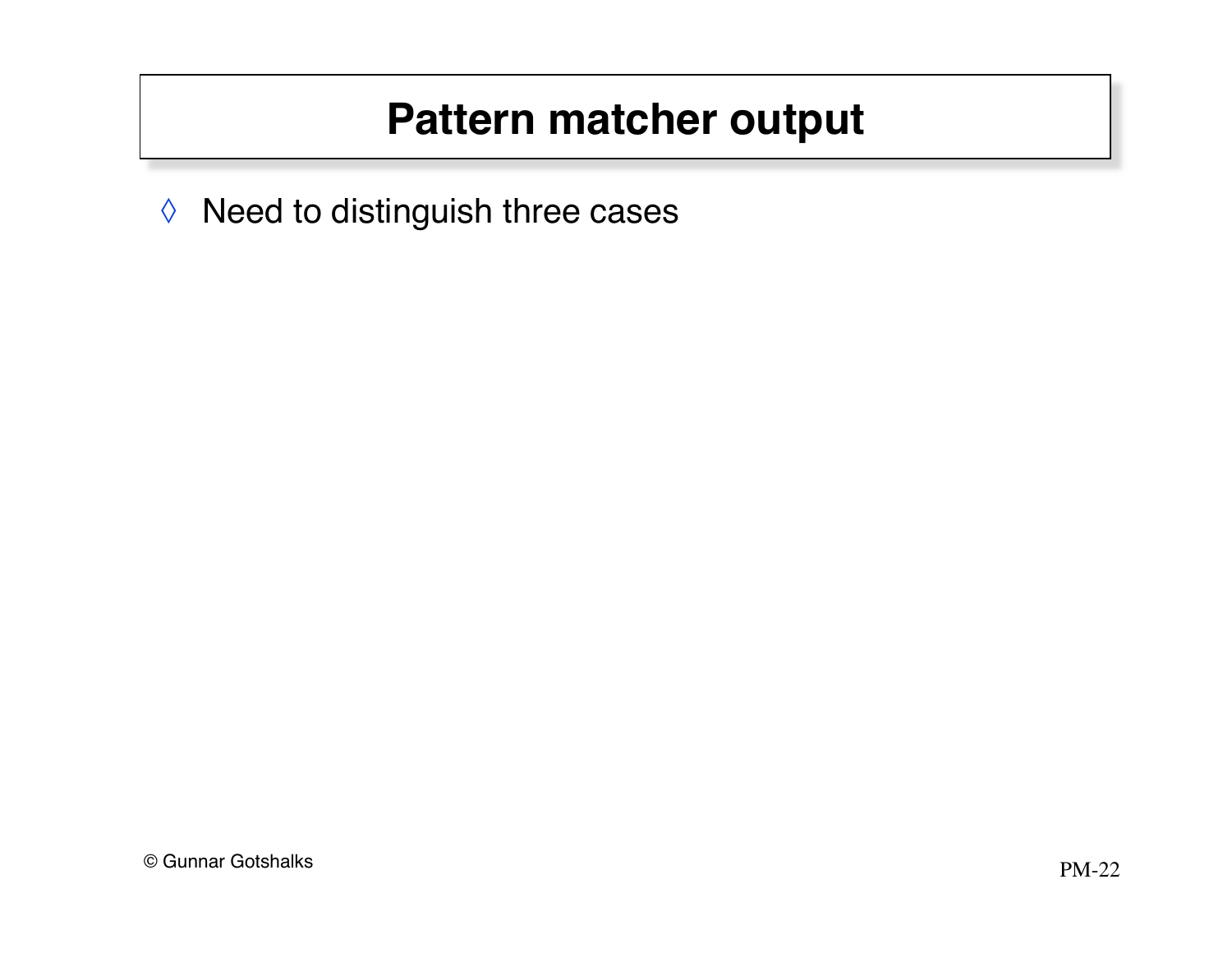# Pattern matcher output

◊ Need to distinguish three cases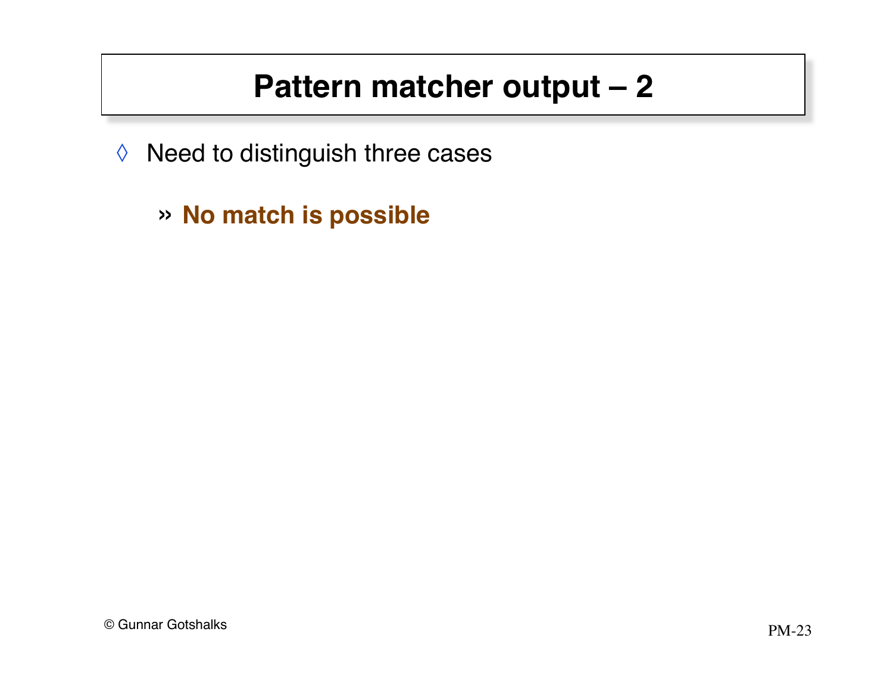# Pattern matcher output – 2

- Need to distinguish three cases
  - **No match is possible**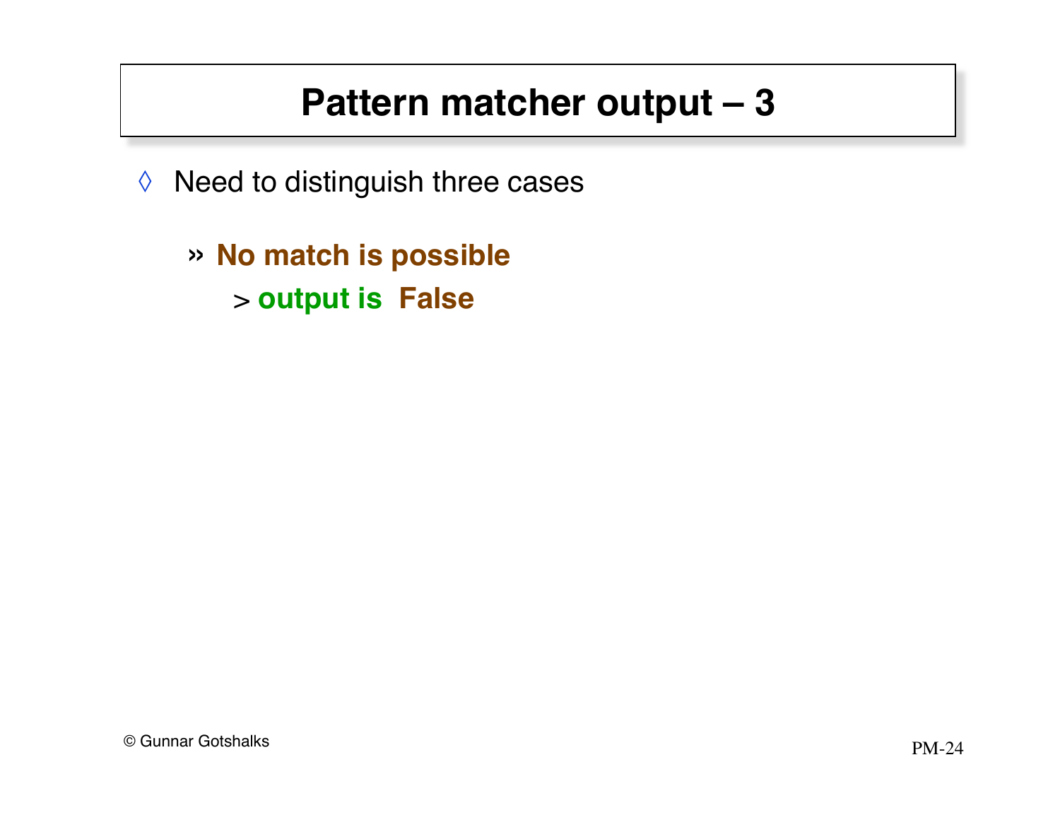# Pattern matcher output – 3

- Need to distinguish three cases
  - **No match is possible**
    - **output is False**

© Gunnar Gotshalks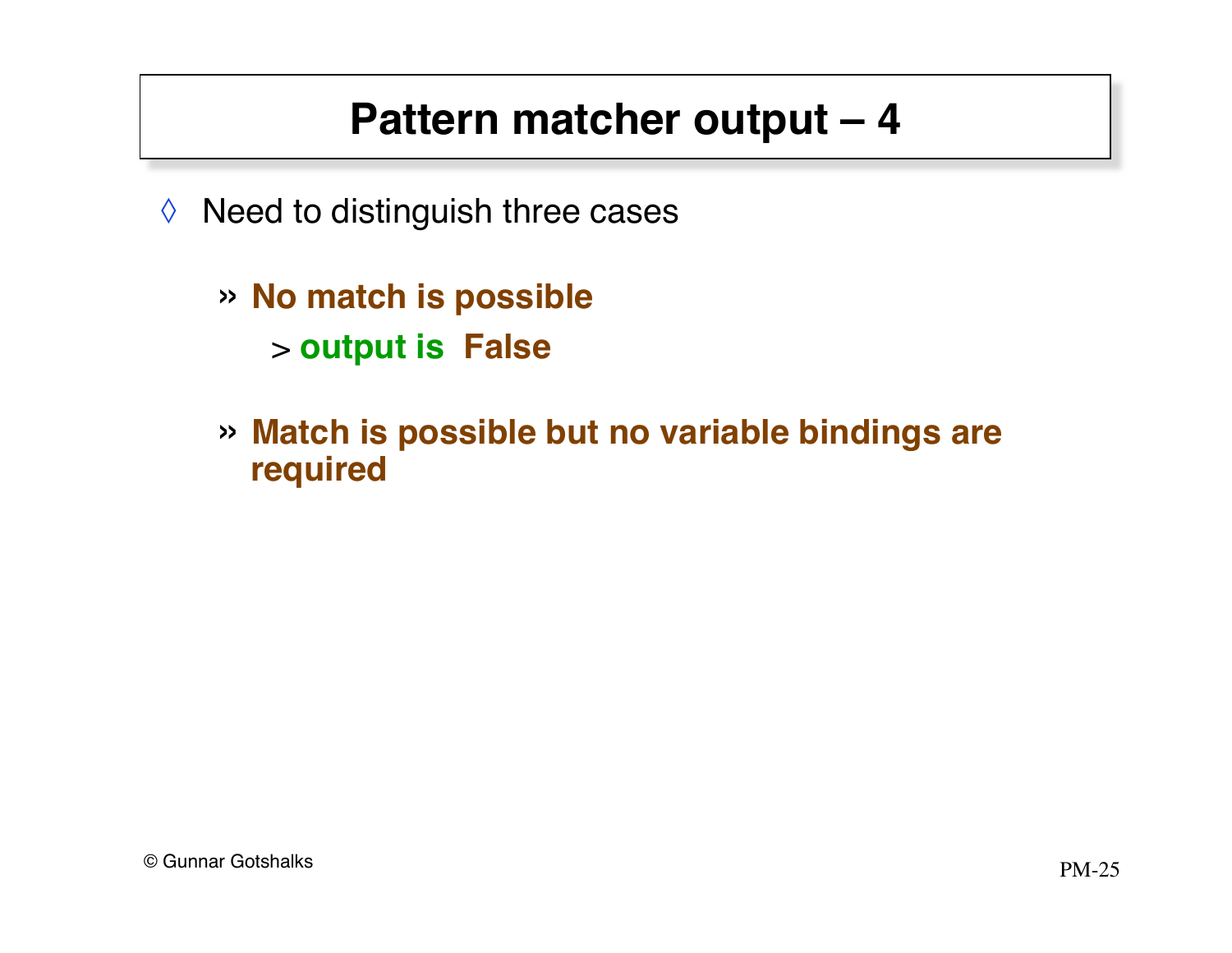# Pattern matcher output – 4

- Need to distinguish three cases
  - **No match is possible**
    - **output is False**
  - **Match is possible but no variable bindings are required**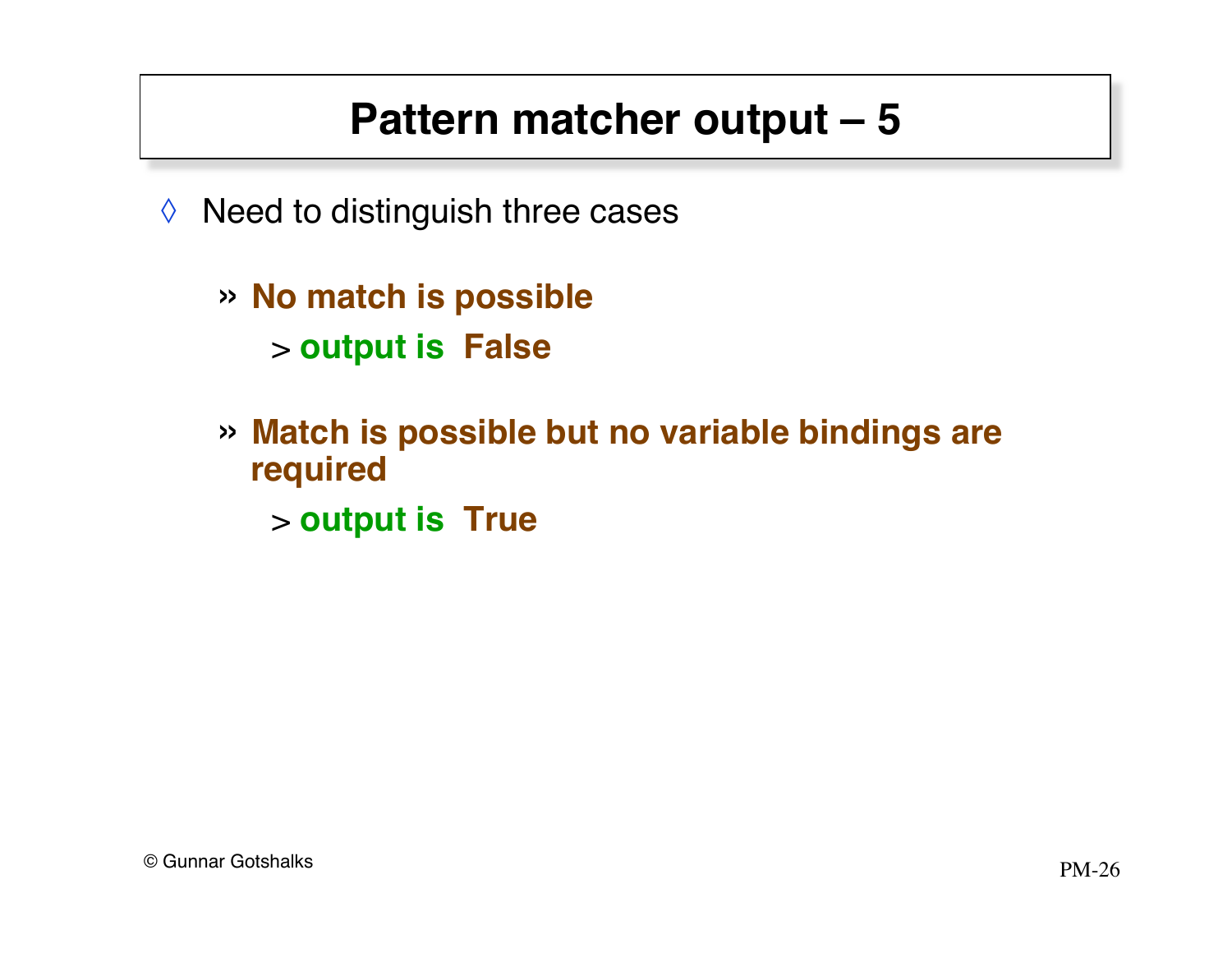# Pattern matcher output – 5

- Need to distinguish three cases
  - **No match is possible**
    - **output is False**
  - **Match is possible but no variable bindings are required**
    - **output is True**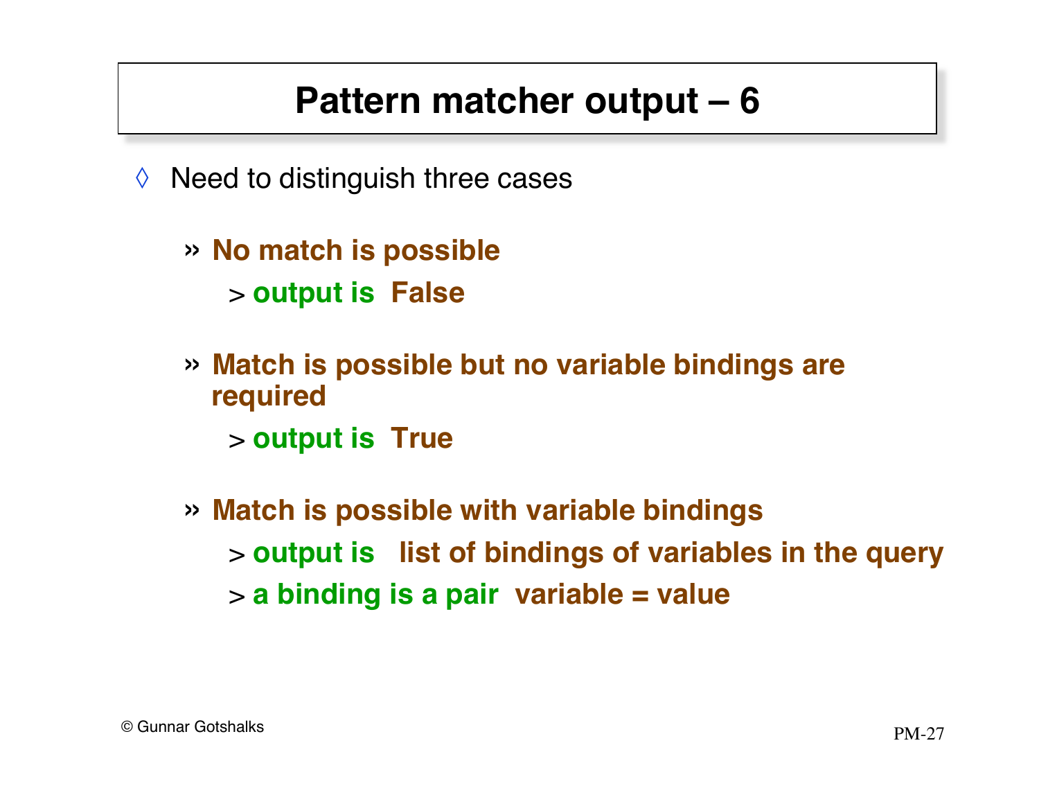# Pattern matcher output – 6

- Need to distinguish three cases

  - **No match is possible**
    - **output is False**

  - **Match is possible but no variable bindings are required**
    - **output is True**

  - **Match is possible with variable bindings**
    - **output is list of bindings of variables in the query**
    - **a binding is a pair variable = value**

© Gunnar Gotshalks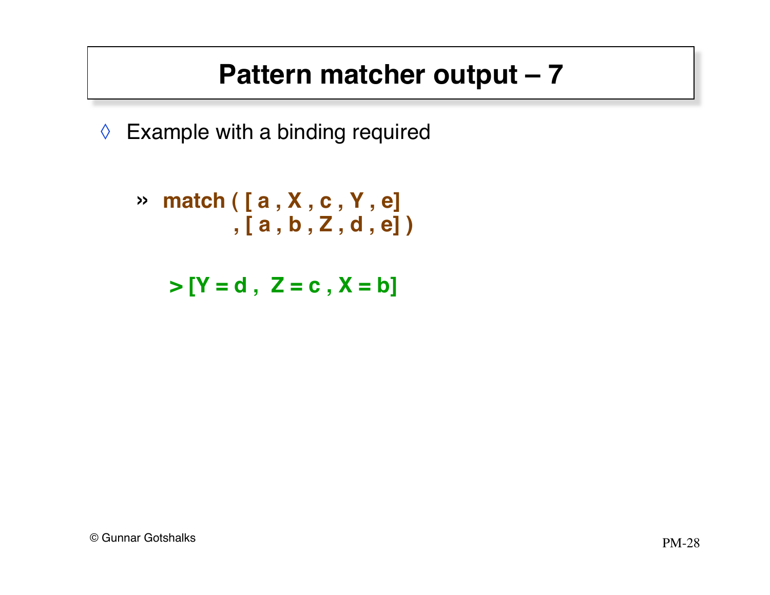# Pattern matcher output – 7

- ◊ Example with a binding required

  - » **match ( [ a , X , c , Y , e]**
    **, [ a , b , Z , d , e] )**

    **> [Y = d , Z = c , X = b]**

© Gunnar Gotshalks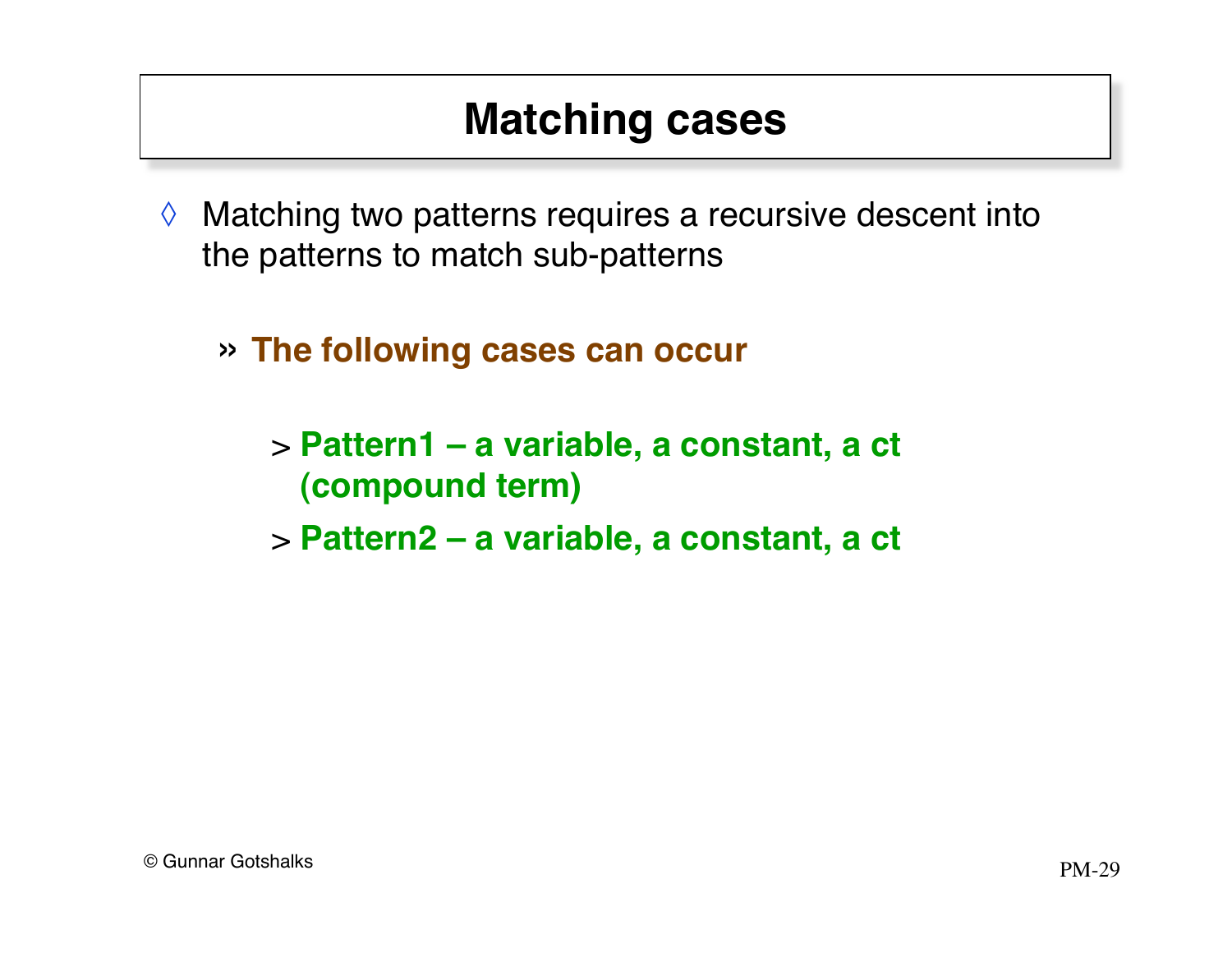# Matching cases

- Matching two patterns requires a recursive descent into the patterns to match sub-patterns
  - **The following cases can occur**
    - **Pattern1 – a variable, a constant, a ct (compound term)**
    - **Pattern2 – a variable, a constant, a ct**

© Gunnar Gotshalks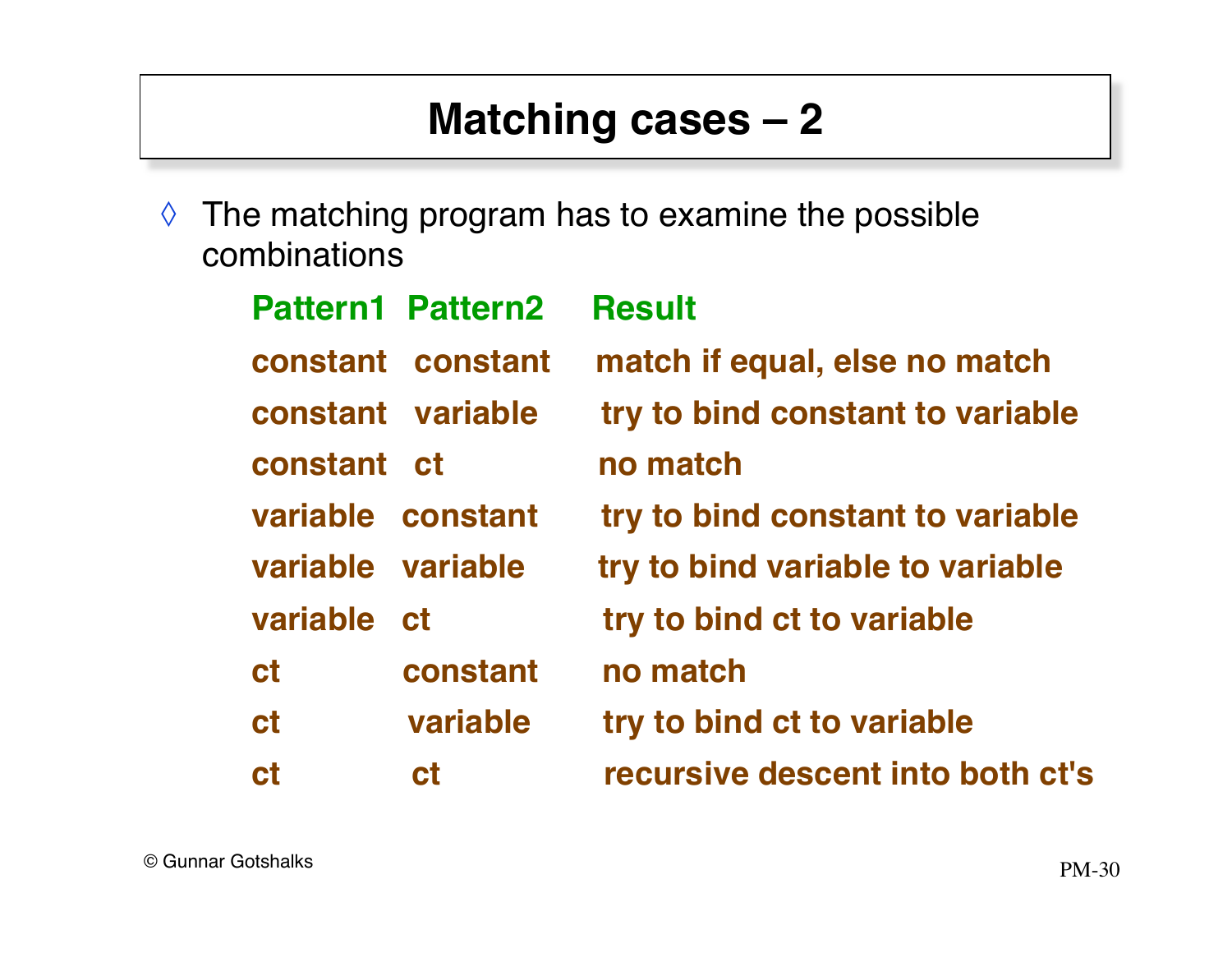# Matching cases – 2

- The matching program has to examine the possible combinations

| Pattern1 | Pattern2 | Result |
|---|---|---|
| constant | constant | match if equal, else no match |
| constant | variable | try to bind constant to variable |
| constant | ct | no match |
| variable | constant | try to bind constant to variable |
| variable | variable | try to bind variable to variable |
| variable | ct | try to bind ct to variable |
| ct | constant | no match |
| ct | variable | try to bind ct to variable |
| ct | ct | recursive descent into both ct's |

© Gunnar Gotshalks